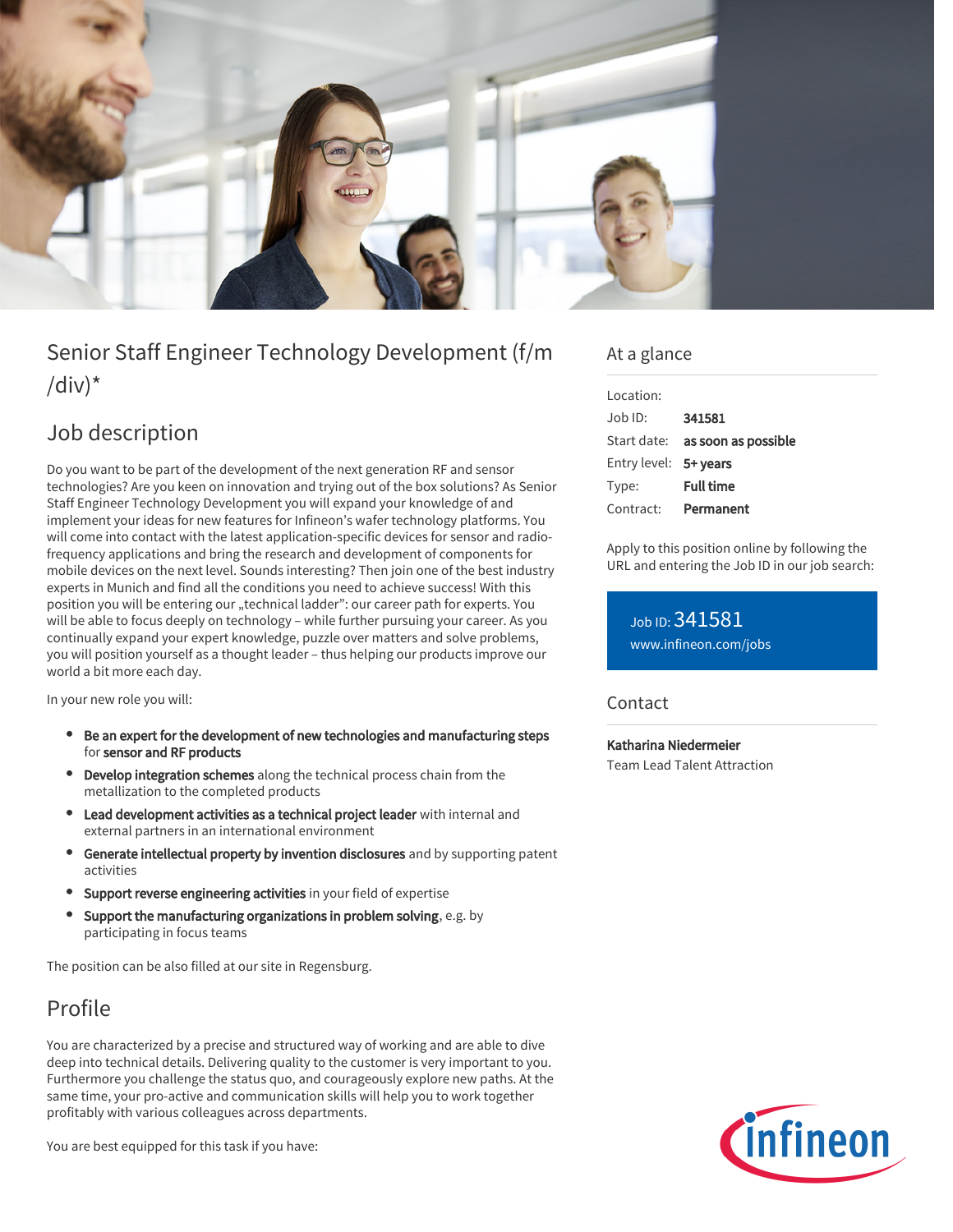# Senior Staff Engineer Technology Development (f/m/div)*

## Job description

Do you want to be part of the development of the next generation RF and sensor technologies? Are you keen on innovation and trying out of the box solutions? As Senior Staff Engineer Technology Development you will expand your knowledge of and implement your ideas for new features for Infineon's wafer technology platforms. You will come into contact with the latest application-specific devices for sensor and radio-frequency applications and bring the research and development of components for mobile devices on the next level. Sounds interesting? Then join one of the best industry experts in Munich and find all the conditions you need to achieve success! With this position you will be entering our „technical ladder": our career path for experts. You will be able to focus deeply on technology – while further pursuing your career. As you continually expand your expert knowledge, puzzle over matters and solve problems, you will position yourself as a thought leader – thus helping our products improve our world a bit more each day.

In your new role you will:

- **Be an expert for the development of new technologies and manufacturing steps** for **sensor and RF products**
- **Develop integration schemes** along the technical process chain from the metallization to the completed products
- **Lead development activities as a technical project leader** with internal and external partners in an international environment
- **Generate intellectual property by invention disclosures** and by supporting patent activities
- **Support reverse engineering activities** in your field of expertise
- **Support the manufacturing organizations in problem solving**, e.g. by participating in focus teams

The position can be also filled at our site in Regensburg.

## Profile

You are characterized by a precise and structured way of working and are able to dive deep into technical details. Delivering quality to the customer is very important to you. Furthermore you challenge the status quo, and courageously explore new paths. At the same time, your pro-active and communication skills will help you to work together profitably with various colleagues across departments.

You are best equipped for this task if you have:

## At a glance

| | |
|---|---|
| Location: | |
| Job ID: | **341581** |
| Start date: | **as soon as possible** |
| Entry level: | **5+ years** |
| Type: | **Full time** |
| Contract: | **Permanent** |

Apply to this position online by following the URL and entering the Job ID in our job search:

Job ID: 341581
www.infineon.com/jobs

## Contact

**Katharina Niedermeier**
Team Lead Talent Attraction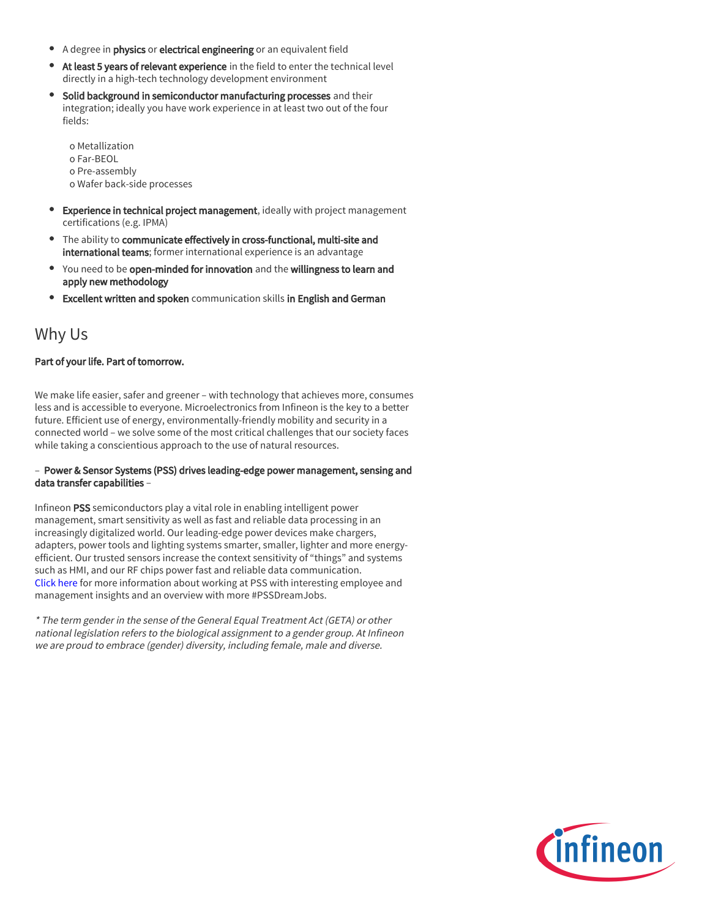- A degree in **physics** or **electrical engineering** or an equivalent field
- **At least 5 years of relevant experience** in the field to enter the technical level directly in a high-tech technology development environment
- **Solid background in semiconductor manufacturing processes** and their integration; ideally you have work experience in at least two out of the four fields:

  o Metallization
  o Far-BEOL
  o Pre-assembly
  o Wafer back-side processes

- **Experience in technical project management**, ideally with project management certifications (e.g. IPMA)
- The ability to **communicate effectively in cross-functional, multi-site and international teams**; former international experience is an advantage
- You need to be **open-minded for innovation** and the **willingness to learn and apply new methodology**
- **Excellent written and spoken** communication skills **in English and German**

## Why Us

**Part of your life. Part of tomorrow.**

We make life easier, safer and greener – with technology that achieves more, consumes less and is accessible to everyone. Microelectronics from Infineon is the key to a better future. Efficient use of energy, environmentally-friendly mobility and security in a connected world – we solve some of the most critical challenges that our society faces while taking a conscientious approach to the use of natural resources.

– **Power & Sensor Systems (PSS) drives leading-edge power management, sensing and data transfer capabilities** –

Infineon **PSS** semiconductors play a vital role in enabling intelligent power management, smart sensitivity as well as fast and reliable data processing in an increasingly digitalized world. Our leading-edge power devices make chargers, adapters, power tools and lighting systems smarter, smaller, lighter and more energy-efficient. Our trusted sensors increase the context sensitivity of "things" and systems such as HMI, and our RF chips power fast and reliable data communication. Click here for more information about working at PSS with interesting employee and management insights and an overview with more #PSSDreamJobs.

*\* The term gender in the sense of the General Equal Treatment Act (GETA) or other national legislation refers to the biological assignment to a gender group. At Infineon we are proud to embrace (gender) diversity, including female, male and diverse.*